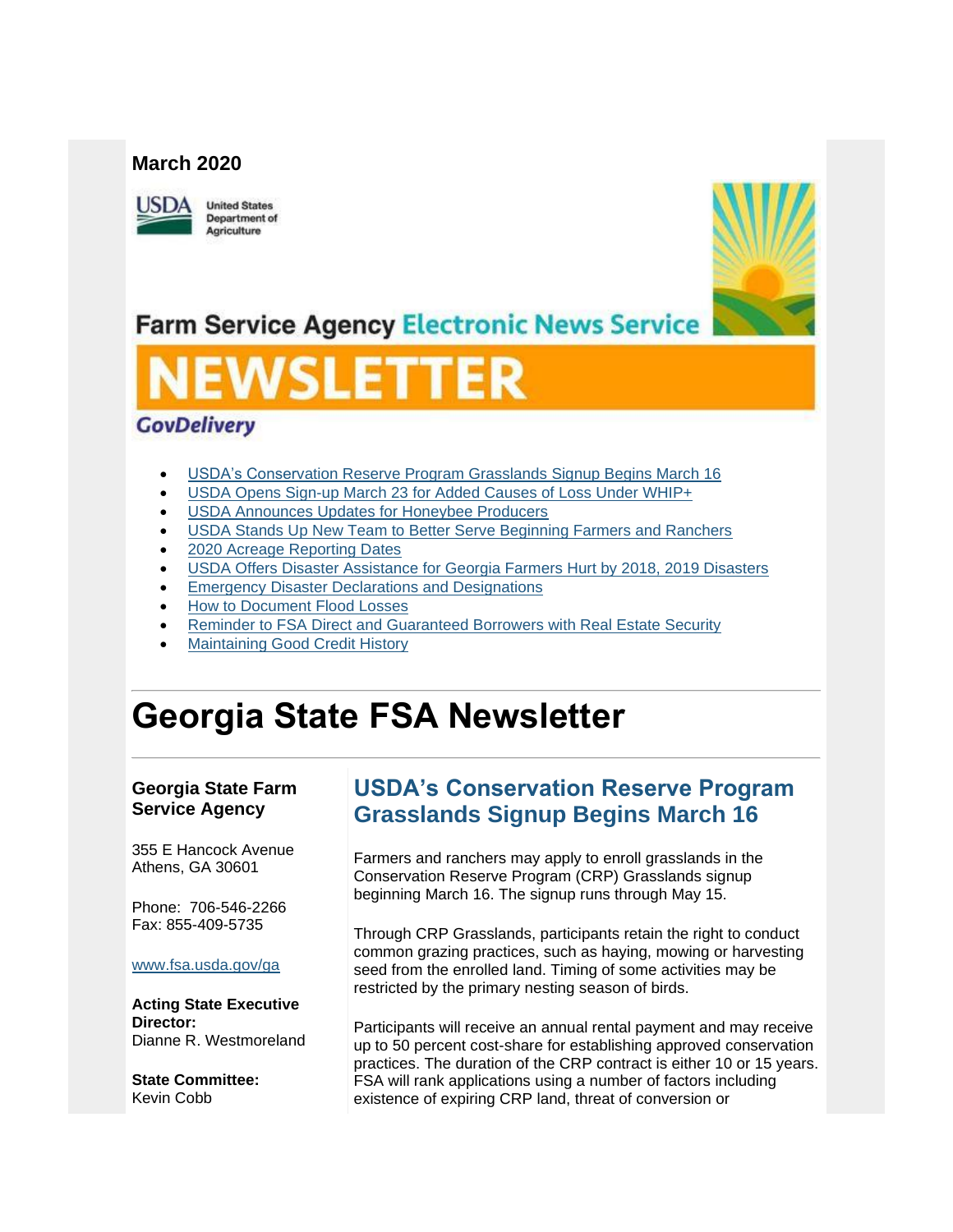**March 2020**

United States Department of Agriculture

Farm Service Agency Electronic News Service

NEWSLETTER

GovDelivery

- USDA's Conservation Reserve Program Grasslands Signup Begins March 16
- USDA Opens Sign-up March 23 for Added Causes of Loss Under WHIP+
- USDA Announces Updates for Honeybee Producers
- USDA Stands Up New Team to Better Serve Beginning Farmers and Ranchers
- 2020 Acreage Reporting Dates
- USDA Offers Disaster Assistance for Georgia Farmers Hurt by 2018, 2019 Disasters
- Emergency Disaster Declarations and Designations
- How to Document Flood Losses
- Reminder to FSA Direct and Guaranteed Borrowers with Real Estate Security
- Maintaining Good Credit History

# Georgia State FSA Newsletter

**Georgia State Farm Service Agency**

355 E Hancock Avenue
Athens, GA 30601

Phone: 706-546-2266
Fax: 855-409-5735

www.fsa.usda.gov/ga

**Acting State Executive Director:**
Dianne R. Westmoreland

**State Committee:**
Kevin Cobb

## USDA's Conservation Reserve Program Grasslands Signup Begins March 16

Farmers and ranchers may apply to enroll grasslands in the Conservation Reserve Program (CRP) Grasslands signup beginning March 16. The signup runs through May 15.

Through CRP Grasslands, participants retain the right to conduct common grazing practices, such as haying, mowing or harvesting seed from the enrolled land. Timing of some activities may be restricted by the primary nesting season of birds.

Participants will receive an annual rental payment and may receive up to 50 percent cost-share for establishing approved conservation practices. The duration of the CRP contract is either 10 or 15 years. FSA will rank applications using a number of factors including existence of expiring CRP land, threat of conversion or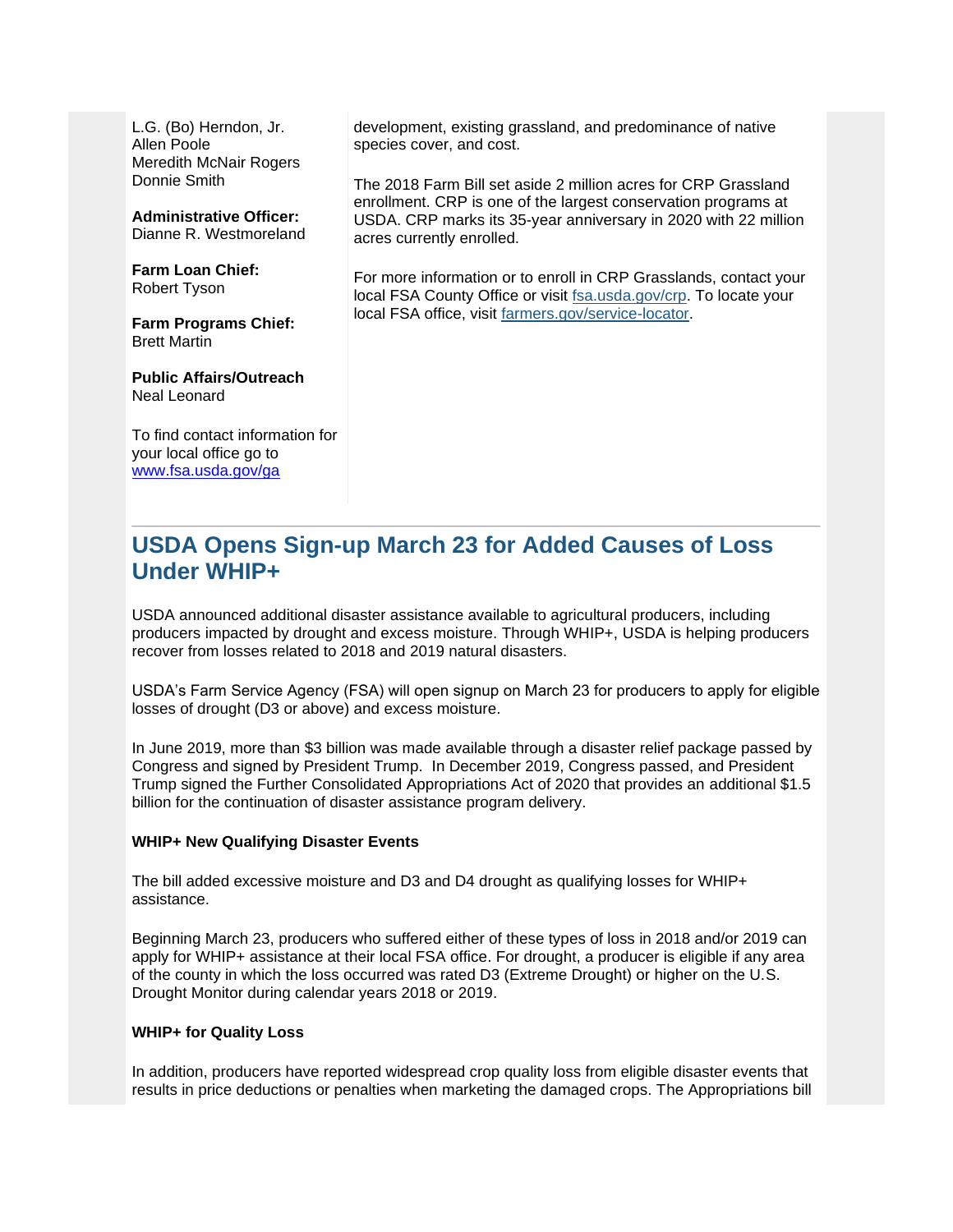L.G. (Bo) Herndon, Jr.
Allen Poole
Meredith McNair Rogers
Donnie Smith

**Administrative Officer:**
Dianne R. Westmoreland

**Farm Loan Chief:**
Robert Tyson

**Farm Programs Chief:**
Brett Martin

**Public Affairs/Outreach**
Neal Leonard

To find contact information for your local office go to [www.fsa.usda.gov/ga](www.fsa.usda.gov/ga)

development, existing grassland, and predominance of native species cover, and cost.

The 2018 Farm Bill set aside 2 million acres for CRP Grassland enrollment. CRP is one of the largest conservation programs at USDA. CRP marks its 35-year anniversary in 2020 with 22 million acres currently enrolled.

For more information or to enroll in CRP Grasslands, contact your local FSA County Office or visit [fsa.usda.gov/crp](fsa.usda.gov/crp). To locate your local FSA office, visit [farmers.gov/service-locator](farmers.gov/service-locator).

---

## USDA Opens Sign-up March 23 for Added Causes of Loss Under WHIP+

USDA announced additional disaster assistance available to agricultural producers, including producers impacted by drought and excess moisture. Through WHIP+, USDA is helping producers recover from losses related to 2018 and 2019 natural disasters.

USDA's Farm Service Agency (FSA) will open signup on March 23 for producers to apply for eligible losses of drought (D3 or above) and excess moisture.

In June 2019, more than $3 billion was made available through a disaster relief package passed by Congress and signed by President Trump. In December 2019, Congress passed, and President Trump signed the Further Consolidated Appropriations Act of 2020 that provides an additional $1.5 billion for the continuation of disaster assistance program delivery.

**WHIP+ New Qualifying Disaster Events**

The bill added excessive moisture and D3 and D4 drought as qualifying losses for WHIP+ assistance.

Beginning March 23, producers who suffered either of these types of loss in 2018 and/or 2019 can apply for WHIP+ assistance at their local FSA office. For drought, a producer is eligible if any area of the county in which the loss occurred was rated D3 (Extreme Drought) or higher on the U.S. Drought Monitor during calendar years 2018 or 2019.

**WHIP+ for Quality Loss**

In addition, producers have reported widespread crop quality loss from eligible disaster events that results in price deductions or penalties when marketing the damaged crops. The Appropriations bill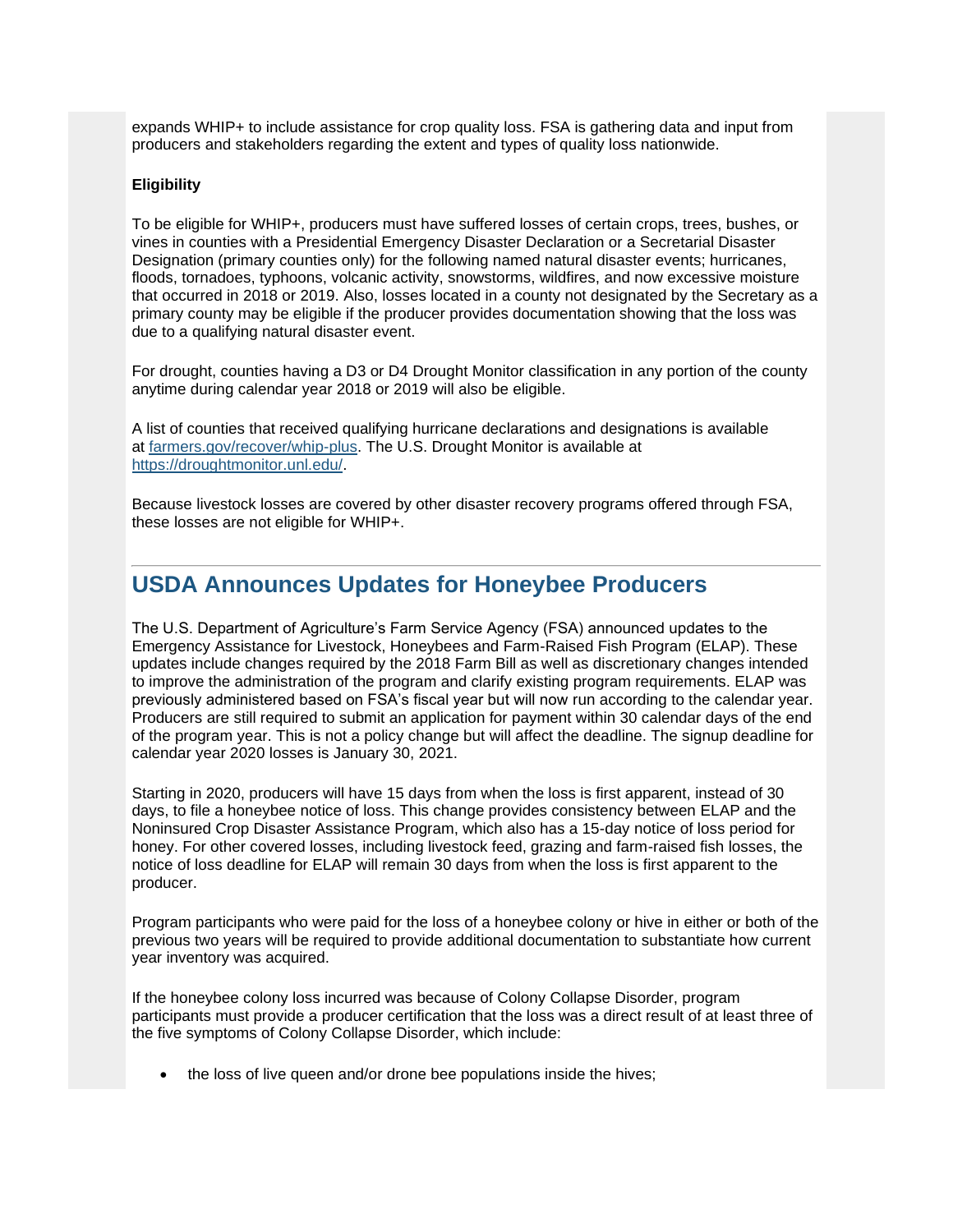expands WHIP+ to include assistance for crop quality loss. FSA is gathering data and input from producers and stakeholders regarding the extent and types of quality loss nationwide.

**Eligibility**

To be eligible for WHIP+, producers must have suffered losses of certain crops, trees, bushes, or vines in counties with a Presidential Emergency Disaster Declaration or a Secretarial Disaster Designation (primary counties only) for the following named natural disaster events; hurricanes, floods, tornadoes, typhoons, volcanic activity, snowstorms, wildfires, and now excessive moisture that occurred in 2018 or 2019. Also, losses located in a county not designated by the Secretary as a primary county may be eligible if the producer provides documentation showing that the loss was due to a qualifying natural disaster event.

For drought, counties having a D3 or D4 Drought Monitor classification in any portion of the county anytime during calendar year 2018 or 2019 will also be eligible.

A list of counties that received qualifying hurricane declarations and designations is available at [farmers.gov/recover/whip-plus](farmers.gov/recover/whip-plus). The U.S. Drought Monitor is available at [https://droughtmonitor.unl.edu/](https://droughtmonitor.unl.edu/).

Because livestock losses are covered by other disaster recovery programs offered through FSA, these losses are not eligible for WHIP+.

---

## USDA Announces Updates for Honeybee Producers

The U.S. Department of Agriculture's Farm Service Agency (FSA) announced updates to the Emergency Assistance for Livestock, Honeybees and Farm-Raised Fish Program (ELAP). These updates include changes required by the 2018 Farm Bill as well as discretionary changes intended to improve the administration of the program and clarify existing program requirements. ELAP was previously administered based on FSA's fiscal year but will now run according to the calendar year. Producers are still required to submit an application for payment within 30 calendar days of the end of the program year. This is not a policy change but will affect the deadline. The signup deadline for calendar year 2020 losses is January 30, 2021.

Starting in 2020, producers will have 15 days from when the loss is first apparent, instead of 30 days, to file a honeybee notice of loss. This change provides consistency between ELAP and the Noninsured Crop Disaster Assistance Program, which also has a 15-day notice of loss period for honey. For other covered losses, including livestock feed, grazing and farm-raised fish losses, the notice of loss deadline for ELAP will remain 30 days from when the loss is first apparent to the producer.

Program participants who were paid for the loss of a honeybee colony or hive in either or both of the previous two years will be required to provide additional documentation to substantiate how current year inventory was acquired.

If the honeybee colony loss incurred was because of Colony Collapse Disorder, program participants must provide a producer certification that the loss was a direct result of at least three of the five symptoms of Colony Collapse Disorder, which include:

- the loss of live queen and/or drone bee populations inside the hives;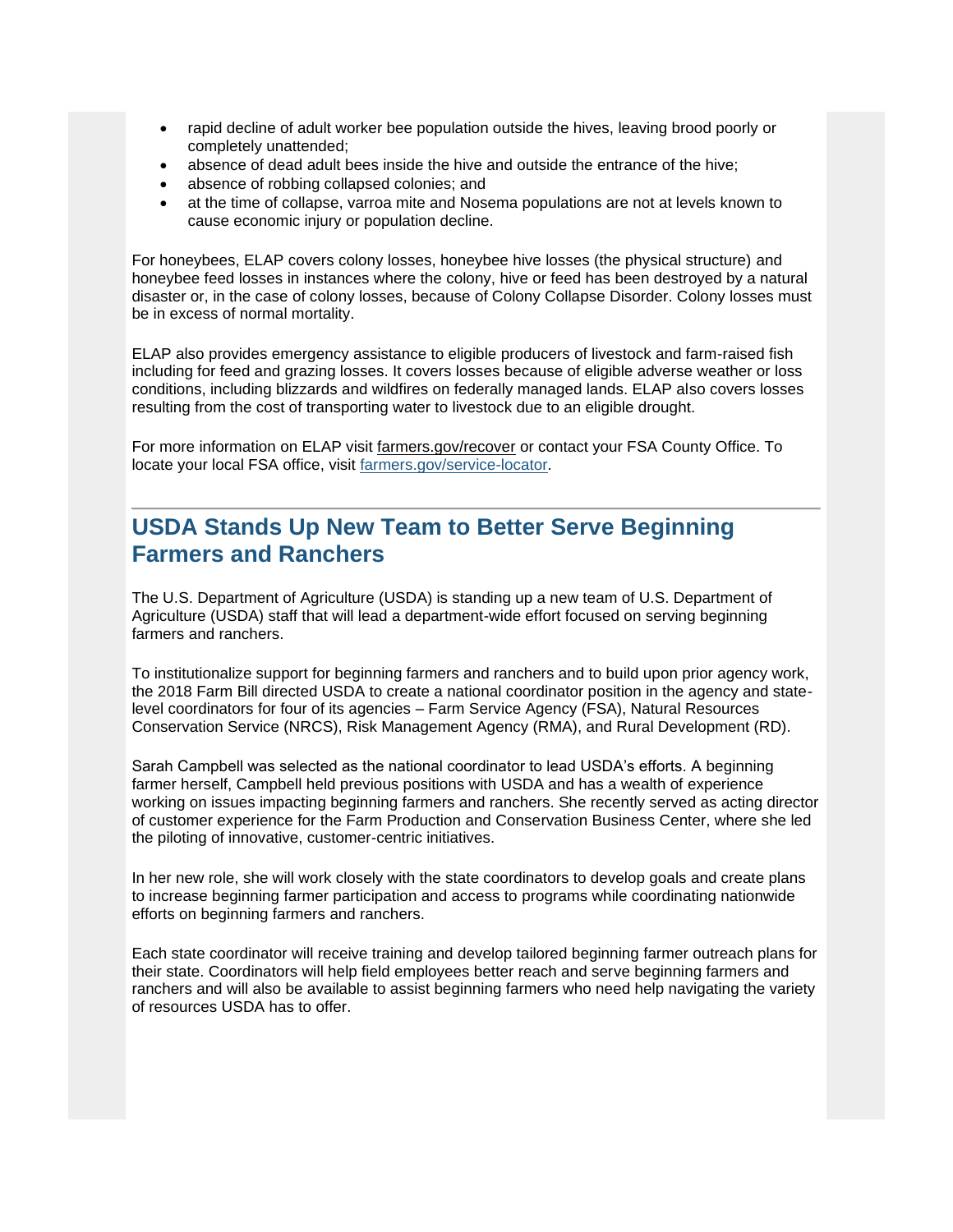- rapid decline of adult worker bee population outside the hives, leaving brood poorly or completely unattended;
- absence of dead adult bees inside the hive and outside the entrance of the hive;
- absence of robbing collapsed colonies; and
- at the time of collapse, varroa mite and Nosema populations are not at levels known to cause economic injury or population decline.

For honeybees, ELAP covers colony losses, honeybee hive losses (the physical structure) and honeybee feed losses in instances where the colony, hive or feed has been destroyed by a natural disaster or, in the case of colony losses, because of Colony Collapse Disorder. Colony losses must be in excess of normal mortality.

ELAP also provides emergency assistance to eligible producers of livestock and farm-raised fish including for feed and grazing losses. It covers losses because of eligible adverse weather or loss conditions, including blizzards and wildfires on federally managed lands. ELAP also covers losses resulting from the cost of transporting water to livestock due to an eligible drought.

For more information on ELAP visit farmers.gov/recover or contact your FSA County Office. To locate your local FSA office, visit farmers.gov/service-locator.

---

## USDA Stands Up New Team to Better Serve Beginning Farmers and Ranchers

The U.S. Department of Agriculture (USDA) is standing up a new team of U.S. Department of Agriculture (USDA) staff that will lead a department-wide effort focused on serving beginning farmers and ranchers.

To institutionalize support for beginning farmers and ranchers and to build upon prior agency work, the 2018 Farm Bill directed USDA to create a national coordinator position in the agency and state-level coordinators for four of its agencies – Farm Service Agency (FSA), Natural Resources Conservation Service (NRCS), Risk Management Agency (RMA), and Rural Development (RD).

Sarah Campbell was selected as the national coordinator to lead USDA's efforts. A beginning farmer herself, Campbell held previous positions with USDA and has a wealth of experience working on issues impacting beginning farmers and ranchers. She recently served as acting director of customer experience for the Farm Production and Conservation Business Center, where she led the piloting of innovative, customer-centric initiatives.

In her new role, she will work closely with the state coordinators to develop goals and create plans to increase beginning farmer participation and access to programs while coordinating nationwide efforts on beginning farmers and ranchers.

Each state coordinator will receive training and develop tailored beginning farmer outreach plans for their state. Coordinators will help field employees better reach and serve beginning farmers and ranchers and will also be available to assist beginning farmers who need help navigating the variety of resources USDA has to offer.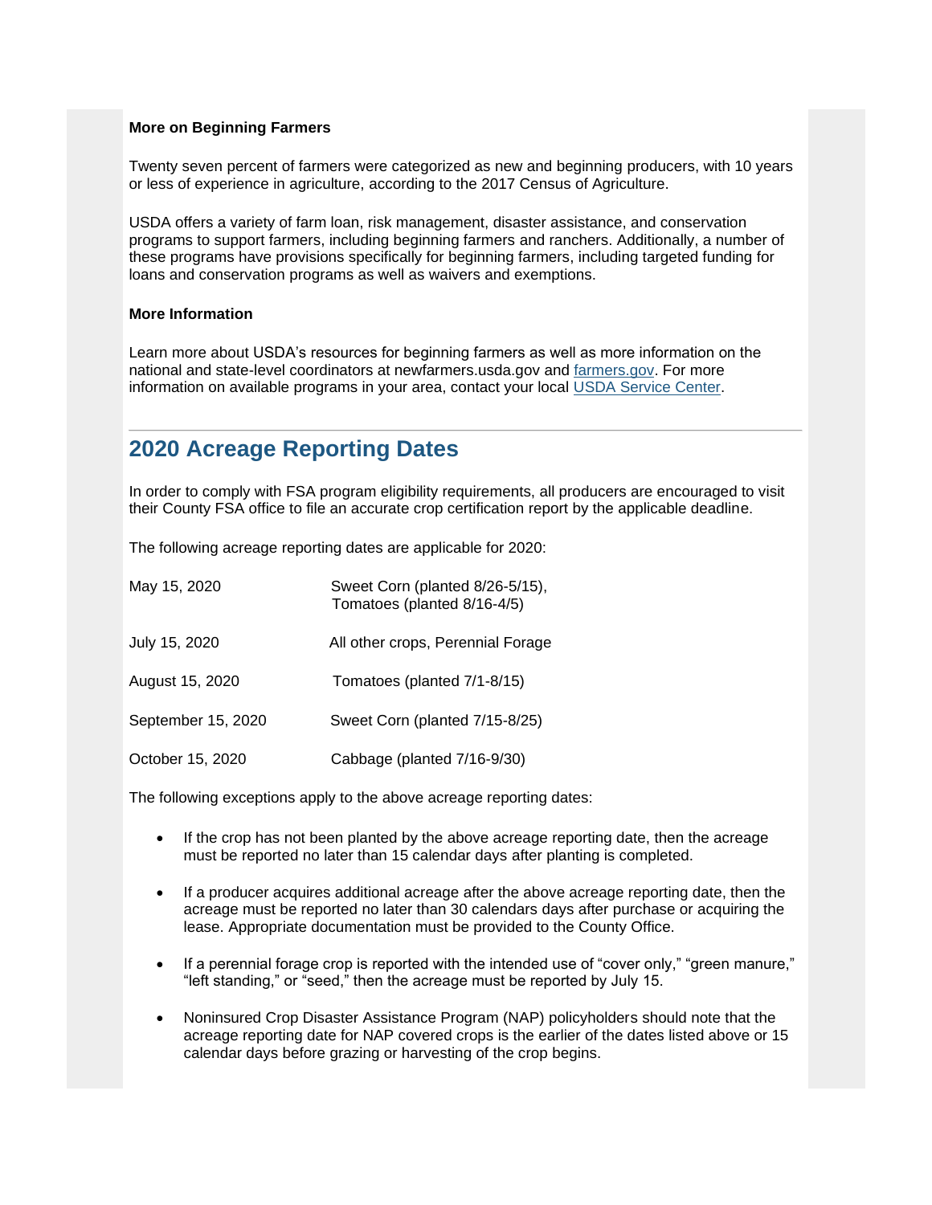**More on Beginning Farmers**

Twenty seven percent of farmers were categorized as new and beginning producers, with 10 years or less of experience in agriculture, according to the 2017 Census of Agriculture.

USDA offers a variety of farm loan, risk management, disaster assistance, and conservation programs to support farmers, including beginning farmers and ranchers. Additionally, a number of these programs have provisions specifically for beginning farmers, including targeted funding for loans and conservation programs as well as waivers and exemptions.

**More Information**

Learn more about USDA's resources for beginning farmers as well as more information on the national and state-level coordinators at newfarmers.usda.gov and farmers.gov. For more information on available programs in your area, contact your local USDA Service Center.

---

## 2020 Acreage Reporting Dates

In order to comply with FSA program eligibility requirements, all producers are encouraged to visit their County FSA office to file an accurate crop certification report by the applicable deadline.

The following acreage reporting dates are applicable for 2020:

| | |
|---|---|
| May 15, 2020 | Sweet Corn (planted 8/26-5/15), Tomatoes (planted 8/16-4/5) |
| July 15, 2020 | All other crops, Perennial Forage |
| August 15, 2020 | Tomatoes (planted 7/1-8/15) |
| September 15, 2020 | Sweet Corn (planted 7/15-8/25) |
| October 15, 2020 | Cabbage (planted 7/16-9/30) |

The following exceptions apply to the above acreage reporting dates:

- If the crop has not been planted by the above acreage reporting date, then the acreage must be reported no later than 15 calendar days after planting is completed.
- If a producer acquires additional acreage after the above acreage reporting date, then the acreage must be reported no later than 30 calendars days after purchase or acquiring the lease. Appropriate documentation must be provided to the County Office.
- If a perennial forage crop is reported with the intended use of "cover only," "green manure," "left standing," or "seed," then the acreage must be reported by July 15.
- Noninsured Crop Disaster Assistance Program (NAP) policyholders should note that the acreage reporting date for NAP covered crops is the earlier of the dates listed above or 15 calendar days before grazing or harvesting of the crop begins.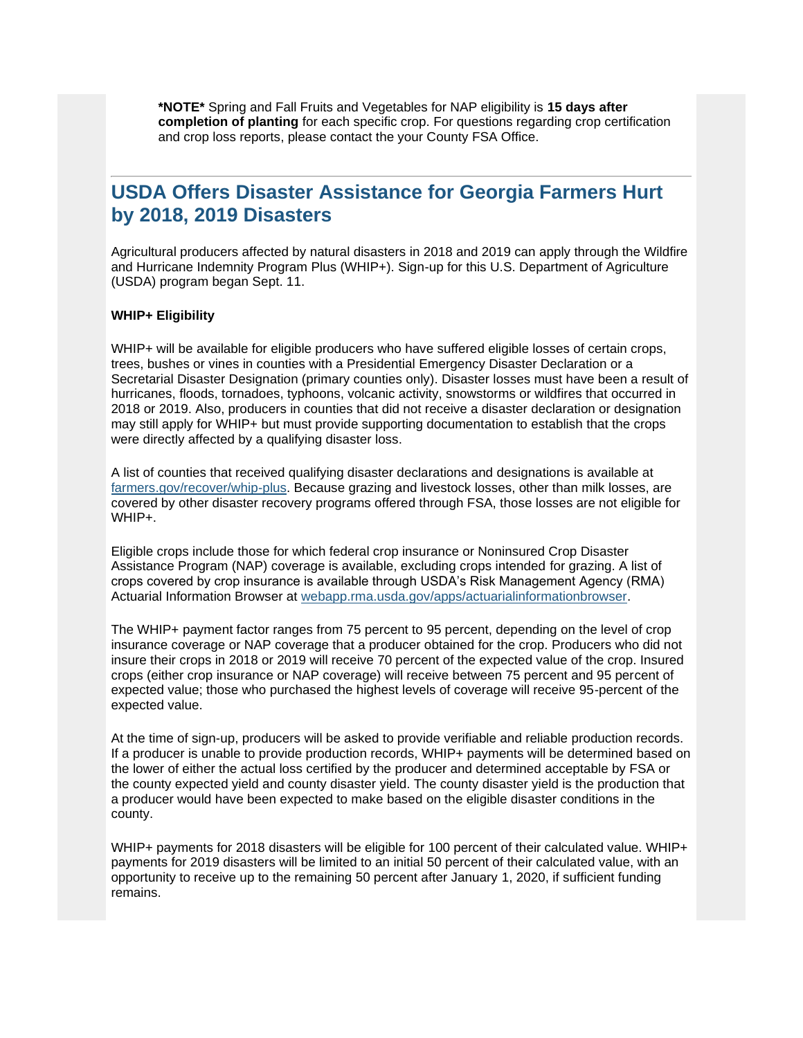**\*NOTE\*** Spring and Fall Fruits and Vegetables for NAP eligibility is **15 days after completion of planting** for each specific crop. For questions regarding crop certification and crop loss reports, please contact the your County FSA Office.

---

## USDA Offers Disaster Assistance for Georgia Farmers Hurt by 2018, 2019 Disasters

Agricultural producers affected by natural disasters in 2018 and 2019 can apply through the Wildfire and Hurricane Indemnity Program Plus (WHIP+). Sign-up for this U.S. Department of Agriculture (USDA) program began Sept. 11.

**WHIP+ Eligibility**

WHIP+ will be available for eligible producers who have suffered eligible losses of certain crops, trees, bushes or vines in counties with a Presidential Emergency Disaster Declaration or a Secretarial Disaster Designation (primary counties only). Disaster losses must have been a result of hurricanes, floods, tornadoes, typhoons, volcanic activity, snowstorms or wildfires that occurred in 2018 or 2019. Also, producers in counties that did not receive a disaster declaration or designation may still apply for WHIP+ but must provide supporting documentation to establish that the crops were directly affected by a qualifying disaster loss.

A list of counties that received qualifying disaster declarations and designations is available at farmers.gov/recover/whip-plus. Because grazing and livestock losses, other than milk losses, are covered by other disaster recovery programs offered through FSA, those losses are not eligible for WHIP+.

Eligible crops include those for which federal crop insurance or Noninsured Crop Disaster Assistance Program (NAP) coverage is available, excluding crops intended for grazing. A list of crops covered by crop insurance is available through USDA's Risk Management Agency (RMA) Actuarial Information Browser at webapp.rma.usda.gov/apps/actuarialinformationbrowser.

The WHIP+ payment factor ranges from 75 percent to 95 percent, depending on the level of crop insurance coverage or NAP coverage that a producer obtained for the crop. Producers who did not insure their crops in 2018 or 2019 will receive 70 percent of the expected value of the crop. Insured crops (either crop insurance or NAP coverage) will receive between 75 percent and 95 percent of expected value; those who purchased the highest levels of coverage will receive 95-percent of the expected value.

At the time of sign-up, producers will be asked to provide verifiable and reliable production records. If a producer is unable to provide production records, WHIP+ payments will be determined based on the lower of either the actual loss certified by the producer and determined acceptable by FSA or the county expected yield and county disaster yield. The county disaster yield is the production that a producer would have been expected to make based on the eligible disaster conditions in the county.

WHIP+ payments for 2018 disasters will be eligible for 100 percent of their calculated value. WHIP+ payments for 2019 disasters will be limited to an initial 50 percent of their calculated value, with an opportunity to receive up to the remaining 50 percent after January 1, 2020, if sufficient funding remains.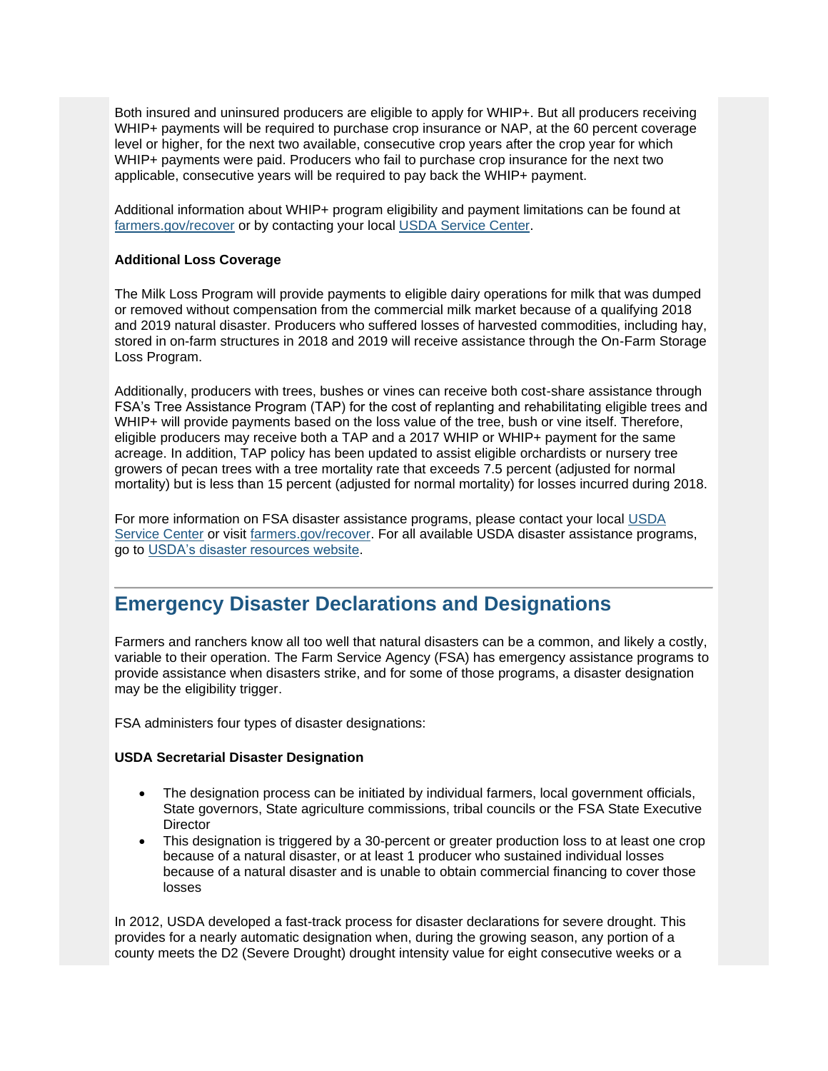Both insured and uninsured producers are eligible to apply for WHIP+. But all producers receiving WHIP+ payments will be required to purchase crop insurance or NAP, at the 60 percent coverage level or higher, for the next two available, consecutive crop years after the crop year for which WHIP+ payments were paid. Producers who fail to purchase crop insurance for the next two applicable, consecutive years will be required to pay back the WHIP+ payment.

Additional information about WHIP+ program eligibility and payment limitations can be found at farmers.gov/recover or by contacting your local USDA Service Center.

**Additional Loss Coverage**

The Milk Loss Program will provide payments to eligible dairy operations for milk that was dumped or removed without compensation from the commercial milk market because of a qualifying 2018 and 2019 natural disaster. Producers who suffered losses of harvested commodities, including hay, stored in on-farm structures in 2018 and 2019 will receive assistance through the On-Farm Storage Loss Program.

Additionally, producers with trees, bushes or vines can receive both cost-share assistance through FSA's Tree Assistance Program (TAP) for the cost of replanting and rehabilitating eligible trees and WHIP+ will provide payments based on the loss value of the tree, bush or vine itself. Therefore, eligible producers may receive both a TAP and a 2017 WHIP or WHIP+ payment for the same acreage. In addition, TAP policy has been updated to assist eligible orchardists or nursery tree growers of pecan trees with a tree mortality rate that exceeds 7.5 percent (adjusted for normal mortality) but is less than 15 percent (adjusted for normal mortality) for losses incurred during 2018.

For more information on FSA disaster assistance programs, please contact your local USDA Service Center or visit farmers.gov/recover. For all available USDA disaster assistance programs, go to USDA's disaster resources website.

## Emergency Disaster Declarations and Designations

Farmers and ranchers know all too well that natural disasters can be a common, and likely a costly, variable to their operation. The Farm Service Agency (FSA) has emergency assistance programs to provide assistance when disasters strike, and for some of those programs, a disaster designation may be the eligibility trigger.

FSA administers four types of disaster designations:

**USDA Secretarial Disaster Designation**

- The designation process can be initiated by individual farmers, local government officials, State governors, State agriculture commissions, tribal councils or the FSA State Executive Director
- This designation is triggered by a 30-percent or greater production loss to at least one crop because of a natural disaster, or at least 1 producer who sustained individual losses because of a natural disaster and is unable to obtain commercial financing to cover those losses

In 2012, USDA developed a fast-track process for disaster declarations for severe drought. This provides for a nearly automatic designation when, during the growing season, any portion of a county meets the D2 (Severe Drought) drought intensity value for eight consecutive weeks or a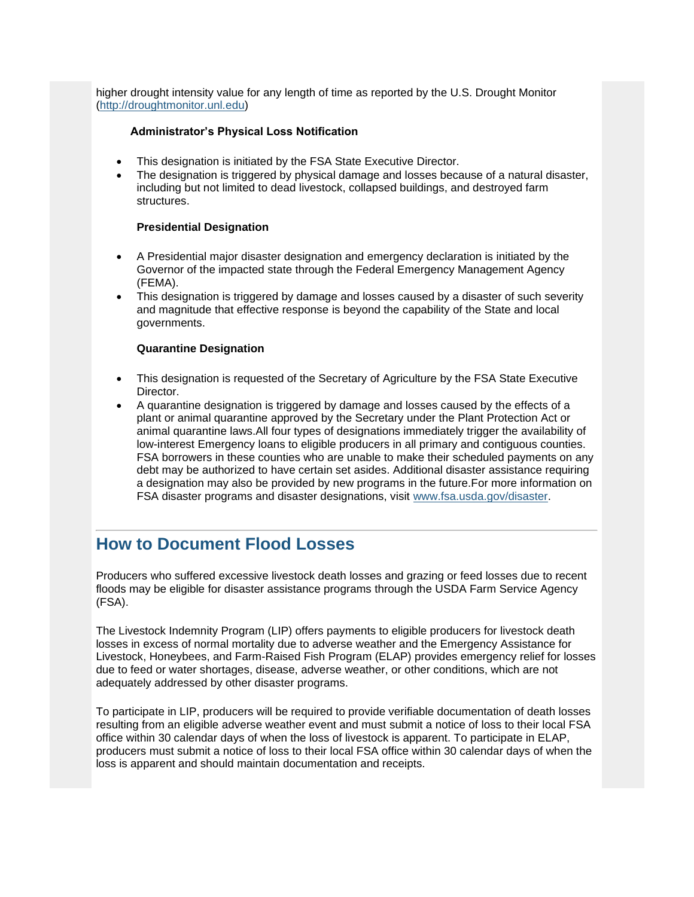higher drought intensity value for any length of time as reported by the U.S. Drought Monitor (http://droughtmonitor.unl.edu)

**Administrator's Physical Loss Notification**

- This designation is initiated by the FSA State Executive Director.
- The designation is triggered by physical damage and losses because of a natural disaster, including but not limited to dead livestock, collapsed buildings, and destroyed farm structures.

**Presidential Designation**

- A Presidential major disaster designation and emergency declaration is initiated by the Governor of the impacted state through the Federal Emergency Management Agency (FEMA).
- This designation is triggered by damage and losses caused by a disaster of such severity and magnitude that effective response is beyond the capability of the State and local governments.

**Quarantine Designation**

- This designation is requested of the Secretary of Agriculture by the FSA State Executive Director.
- A quarantine designation is triggered by damage and losses caused by the effects of a plant or animal quarantine approved by the Secretary under the Plant Protection Act or animal quarantine laws.All four types of designations immediately trigger the availability of low-interest Emergency loans to eligible producers in all primary and contiguous counties. FSA borrowers in these counties who are unable to make their scheduled payments on any debt may be authorized to have certain set asides. Additional disaster assistance requiring a designation may also be provided by new programs in the future.For more information on FSA disaster programs and disaster designations, visit www.fsa.usda.gov/disaster.

## How to Document Flood Losses

Producers who suffered excessive livestock death losses and grazing or feed losses due to recent floods may be eligible for disaster assistance programs through the USDA Farm Service Agency (FSA).

The Livestock Indemnity Program (LIP) offers payments to eligible producers for livestock death losses in excess of normal mortality due to adverse weather and the Emergency Assistance for Livestock, Honeybees, and Farm-Raised Fish Program (ELAP) provides emergency relief for losses due to feed or water shortages, disease, adverse weather, or other conditions, which are not adequately addressed by other disaster programs.

To participate in LIP, producers will be required to provide verifiable documentation of death losses resulting from an eligible adverse weather event and must submit a notice of loss to their local FSA office within 30 calendar days of when the loss of livestock is apparent. To participate in ELAP, producers must submit a notice of loss to their local FSA office within 30 calendar days of when the loss is apparent and should maintain documentation and receipts.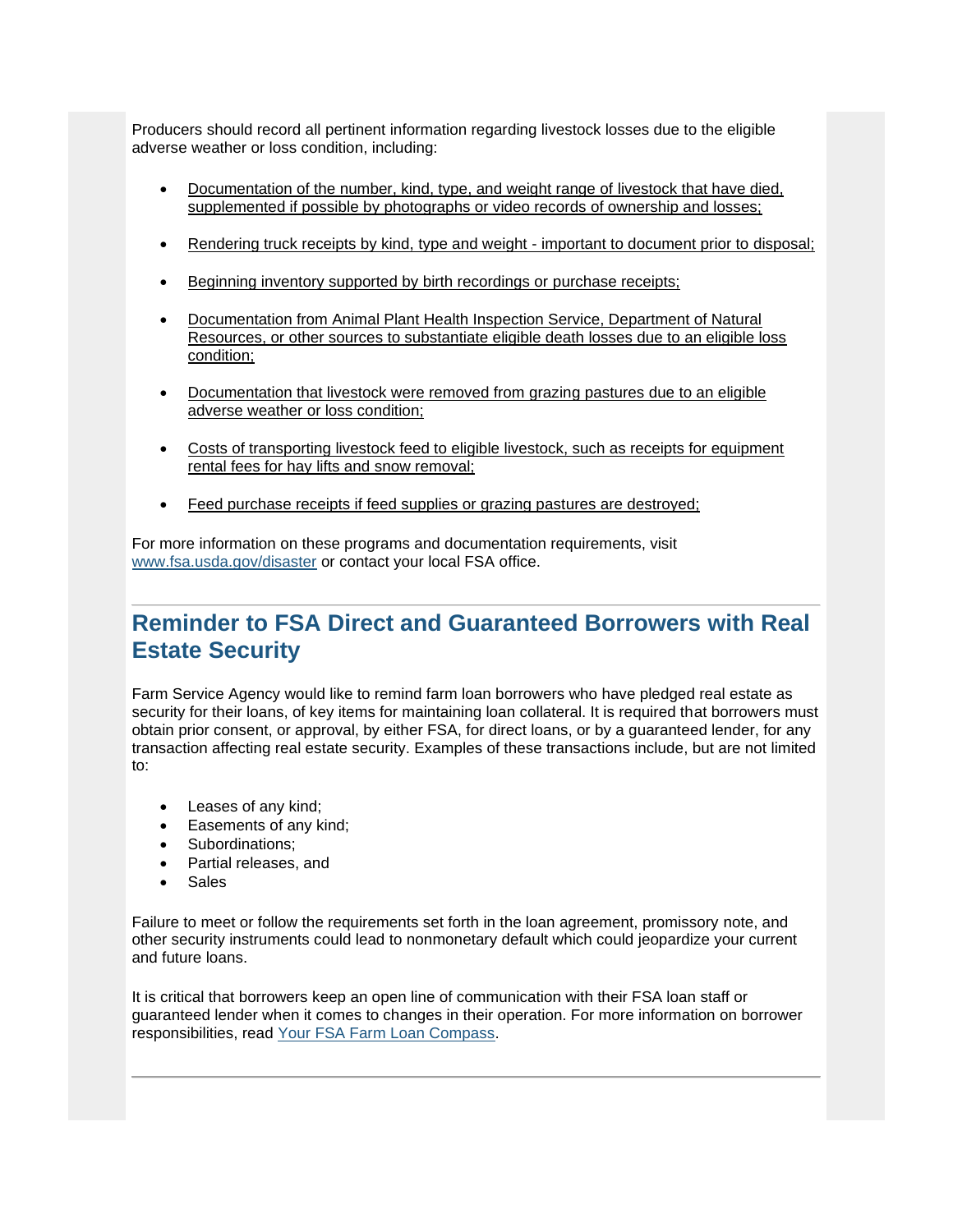Producers should record all pertinent information regarding livestock losses due to the eligible adverse weather or loss condition, including:

- Documentation of the number, kind, type, and weight range of livestock that have died, supplemented if possible by photographs or video records of ownership and losses;
- Rendering truck receipts by kind, type and weight - important to document prior to disposal;
- Beginning inventory supported by birth recordings or purchase receipts;
- Documentation from Animal Plant Health Inspection Service, Department of Natural Resources, or other sources to substantiate eligible death losses due to an eligible loss condition;
- Documentation that livestock were removed from grazing pastures due to an eligible adverse weather or loss condition;
- Costs of transporting livestock feed to eligible livestock, such as receipts for equipment rental fees for hay lifts and snow removal;
- Feed purchase receipts if feed supplies or grazing pastures are destroyed;

For more information on these programs and documentation requirements, visit [www.fsa.usda.gov/disaster](www.fsa.usda.gov/disaster) or contact your local FSA office.

---

## Reminder to FSA Direct and Guaranteed Borrowers with Real Estate Security

Farm Service Agency would like to remind farm loan borrowers who have pledged real estate as security for their loans, of key items for maintaining loan collateral. It is required that borrowers must obtain prior consent, or approval, by either FSA, for direct loans, or by a guaranteed lender, for any transaction affecting real estate security. Examples of these transactions include, but are not limited to:

- Leases of any kind;
- Easements of any kind;
- Subordinations;
- Partial releases, and
- Sales

Failure to meet or follow the requirements set forth in the loan agreement, promissory note, and other security instruments could lead to nonmonetary default which could jeopardize your current and future loans.

It is critical that borrowers keep an open line of communication with their FSA loan staff or guaranteed lender when it comes to changes in their operation. For more information on borrower responsibilities, read Your FSA Farm Loan Compass.

---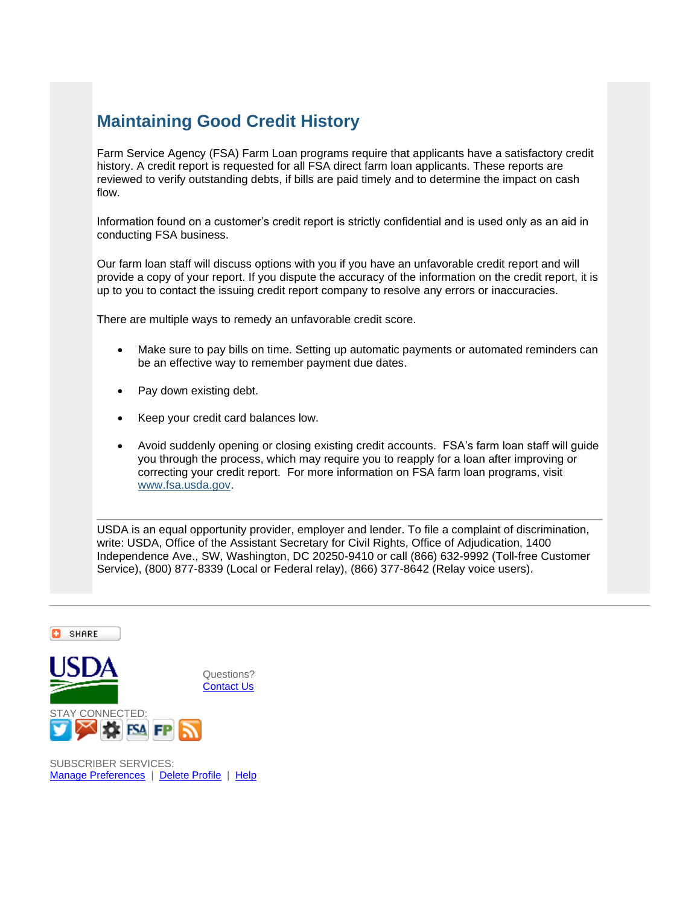## Maintaining Good Credit History

Farm Service Agency (FSA) Farm Loan programs require that applicants have a satisfactory credit history. A credit report is requested for all FSA direct farm loan applicants. These reports are reviewed to verify outstanding debts, if bills are paid timely and to determine the impact on cash flow.

Information found on a customer's credit report is strictly confidential and is used only as an aid in conducting FSA business.

Our farm loan staff will discuss options with you if you have an unfavorable credit report and will provide a copy of your report. If you dispute the accuracy of the information on the credit report, it is up to you to contact the issuing credit report company to resolve any errors or inaccuracies.

There are multiple ways to remedy an unfavorable credit score.

- Make sure to pay bills on time. Setting up automatic payments or automated reminders can be an effective way to remember payment due dates.
- Pay down existing debt.
- Keep your credit card balances low.
- Avoid suddenly opening or closing existing credit accounts. FSA's farm loan staff will guide you through the process, which may require you to reapply for a loan after improving or correcting your credit report. For more information on FSA farm loan programs, visit [www.fsa.usda.gov](www.fsa.usda.gov).

---

USDA is an equal opportunity provider, employer and lender. To file a complaint of discrimination, write: USDA, Office of the Assistant Secretary for Civil Rights, Office of Adjudication, 1400 Independence Ave., SW, Washington, DC 20250-9410 or call (866) 632-9992 (Toll-free Customer Service), (800) 877-8339 (Local or Federal relay), (866) 377-8642 (Relay voice users).

---

SHARE

Questions?
Contact Us

STAY CONNECTED:

SUBSCRIBER SERVICES:
Manage Preferences | Delete Profile | Help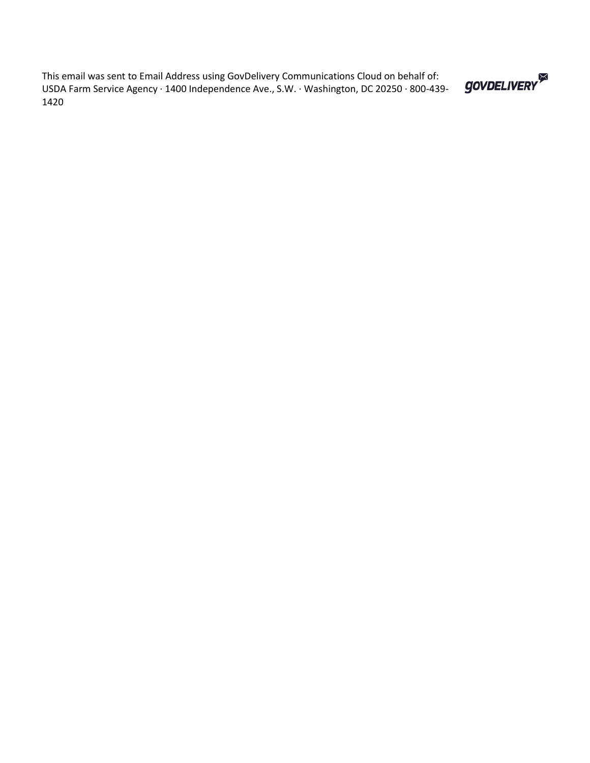This email was sent to Email Address using GovDelivery Communications Cloud on behalf of: USDA Farm Service Agency · 1400 Independence Ave., S.W. · Washington, DC 20250 · 800-439-1420